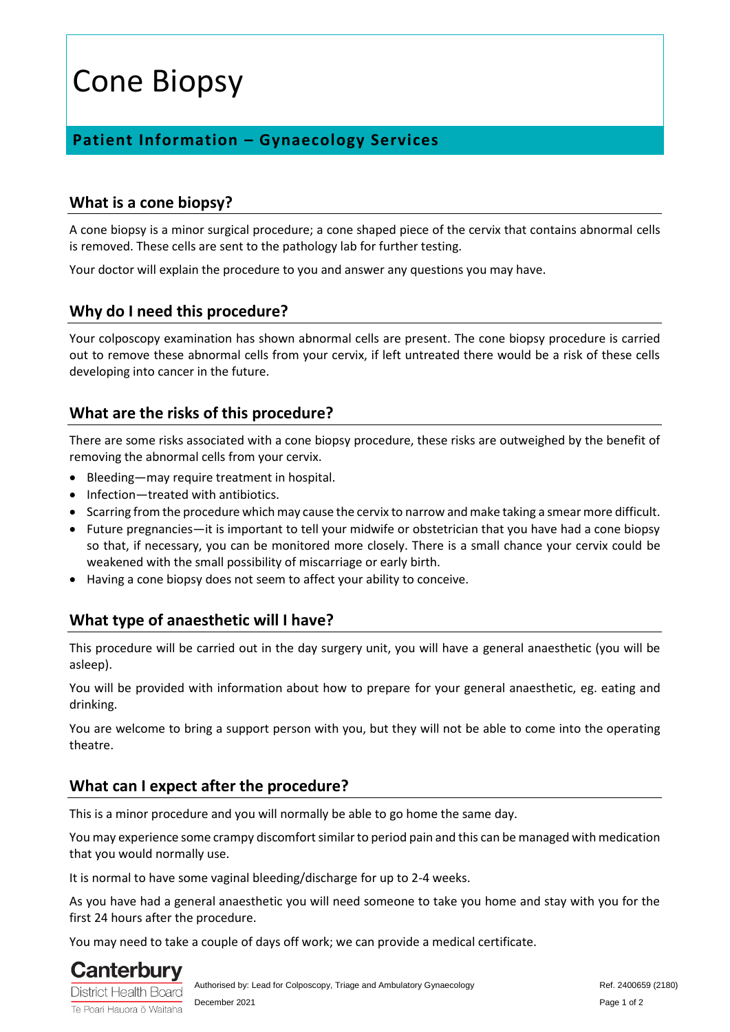# Cone Biopsy

## Patient Information – Gynaecology Services

### What is a cone biopsy?

A cone biopsy is a minor surgical procedure; a cone shaped piece of the cervix that contains abnormal cells is removed. These cells are sent to the pathology lab for further testing.

Your doctor will explain the procedure to you and answer any questions you may have.

### Why do I need this procedure?

Your colposcopy examination has shown abnormal cells are present. The cone biopsy procedure is carried out to remove these abnormal cells from your cervix, if left untreated there would be a risk of these cells developing into cancer in the future.

### What are the risks of this procedure?

There are some risks associated with a cone biopsy procedure, these risks are outweighed by the benefit of removing the abnormal cells from your cervix.

- Bleeding—may require treatment in hospital.
- Infection—treated with antibiotics.
- Scarring from the procedure which may cause the cervix to narrow and make taking a smear more difficult.
- Future pregnancies—it is important to tell your midwife or obstetrician that you have had a cone biopsy so that, if necessary, you can be monitored more closely. There is a small chance your cervix could be weakened with the small possibility of miscarriage or early birth.
- Having a cone biopsy does not seem to affect your ability to conceive.

### What type of anaesthetic will I have?

This procedure will be carried out in the day surgery unit, you will have a general anaesthetic (you will be asleep).

You will be provided with information about how to prepare for your general anaesthetic, eg. eating and drinking.

You are welcome to bring a support person with you, but they will not be able to come into the operating theatre.

### What can I expect after the procedure?

This is a minor procedure and you will normally be able to go home the same day.

You may experience some crampy discomfort similar to period pain and this can be managed with medication that you would normally use.

It is normal to have some vaginal bleeding/discharge for up to 2-4 weeks.

As you have had a general anaesthetic you will need someone to take you home and stay with you for the first 24 hours after the procedure.

You may need to take a couple of days off work; we can provide a medical certificate.

Canterbury District Health Board
Te Poari Hauora ō Waitaha

Authorised by: Lead for Colposcopy, Triage and Ambulatory Gynaecology
December 2021

Ref. 2400659 (2180)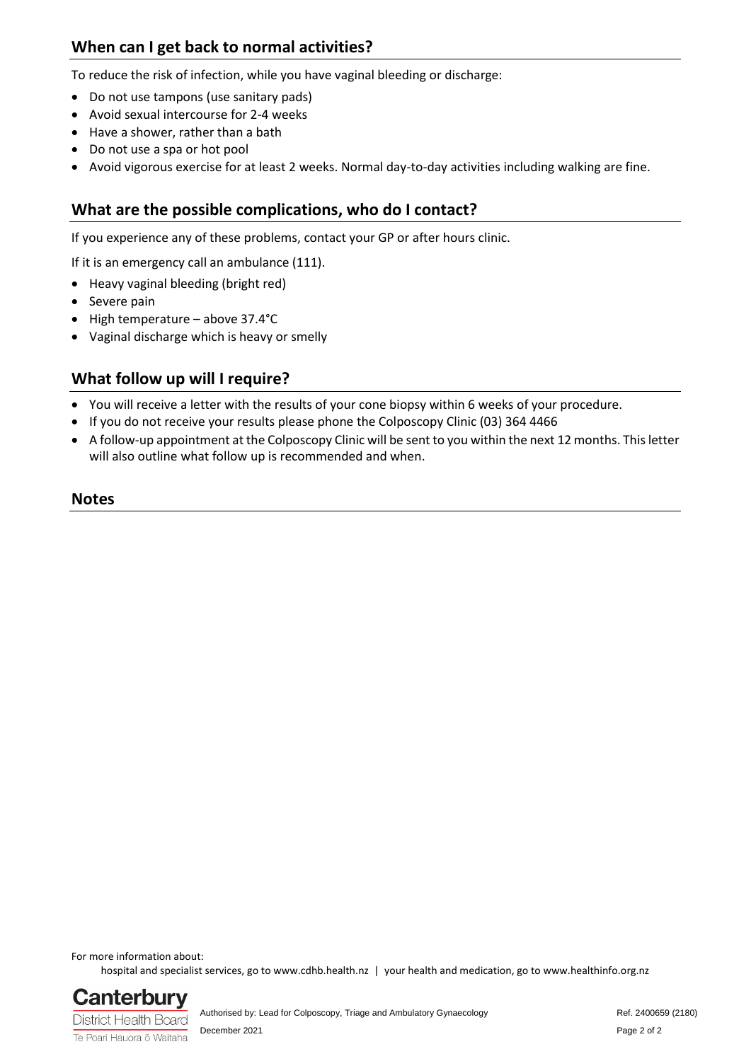## When can I get back to normal activities?

To reduce the risk of infection, while you have vaginal bleeding or discharge:

- Do not use tampons (use sanitary pads)
- Avoid sexual intercourse for 2-4 weeks
- Have a shower, rather than a bath
- Do not use a spa or hot pool
- Avoid vigorous exercise for at least 2 weeks. Normal day-to-day activities including walking are fine.

## What are the possible complications, who do I contact?

If you experience any of these problems, contact your GP or after hours clinic.

If it is an emergency call an ambulance (111).

- Heavy vaginal bleeding (bright red)
- Severe pain
- High temperature – above 37.4°C
- Vaginal discharge which is heavy or smelly

## What follow up will I require?

- You will receive a letter with the results of your cone biopsy within 6 weeks of your procedure.
- If you do not receive your results please phone the Colposcopy Clinic (03) 364 4466
- A follow-up appointment at the Colposcopy Clinic will be sent to you within the next 12 months. This letter will also outline what follow up is recommended and when.

## Notes

For more information about:

hospital and specialist services, go to www.cdhb.health.nz | your health and medication, go to www.healthinfo.org.nz

Canterbury District Health Board
Te Poari Hauora ō Waitaha

Authorised by: Lead for Colposcopy, Triage and Ambulatory Gynaecology

December 2021

Ref. 2400659 (2180)